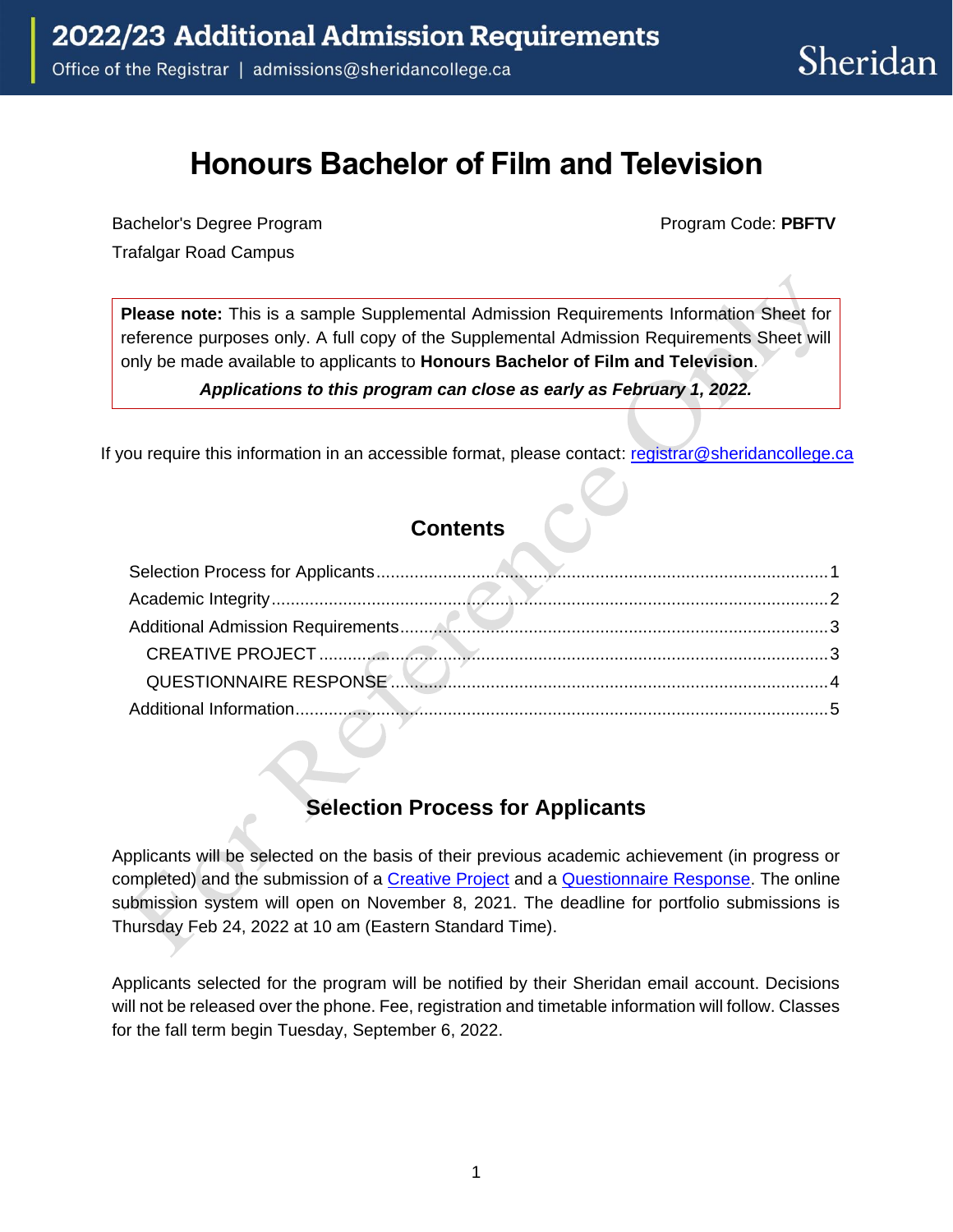# 2022/23 Additional Admission Requirements

Office of the Registrar | admissions@sheridancollege.ca

Sheridan

# Honours Bachelor of Film and Television

Bachelor's Degree Program

Program Code: **PBFTV**

Trafalgar Road Campus

**Please note:** This is a sample Supplemental Admission Requirements Information Sheet for reference purposes only. A full copy of the Supplemental Admission Requirements Sheet will only be made available to applicants to **Honours Bachelor of Film and Television**.

***Applications to this program can close as early as February 1, 2022.***

If you require this information in an accessible format, please contact: [registrar@sheridancollege.ca](mailto:registrar@sheridancollege.ca)

## Contents

- Selection Process for Applicants ........ 1
- Academic Integrity ........ 2
- Additional Admission Requirements ........ 3
  - CREATIVE PROJECT ........ 3
  - QUESTIONNAIRE RESPONSE ........ 4
- Additional Information ........ 5

## Selection Process for Applicants

Applicants will be selected on the basis of their previous academic achievement (in progress or completed) and the submission of a Creative Project and a Questionnaire Response. The online submission system will open on November 8, 2021. The deadline for portfolio submissions is Thursday Feb 24, 2022 at 10 am (Eastern Standard Time).

Applicants selected for the program will be notified by their Sheridan email account. Decisions will not be released over the phone. Fee, registration and timetable information will follow. Classes for the fall term begin Tuesday, September 6, 2022.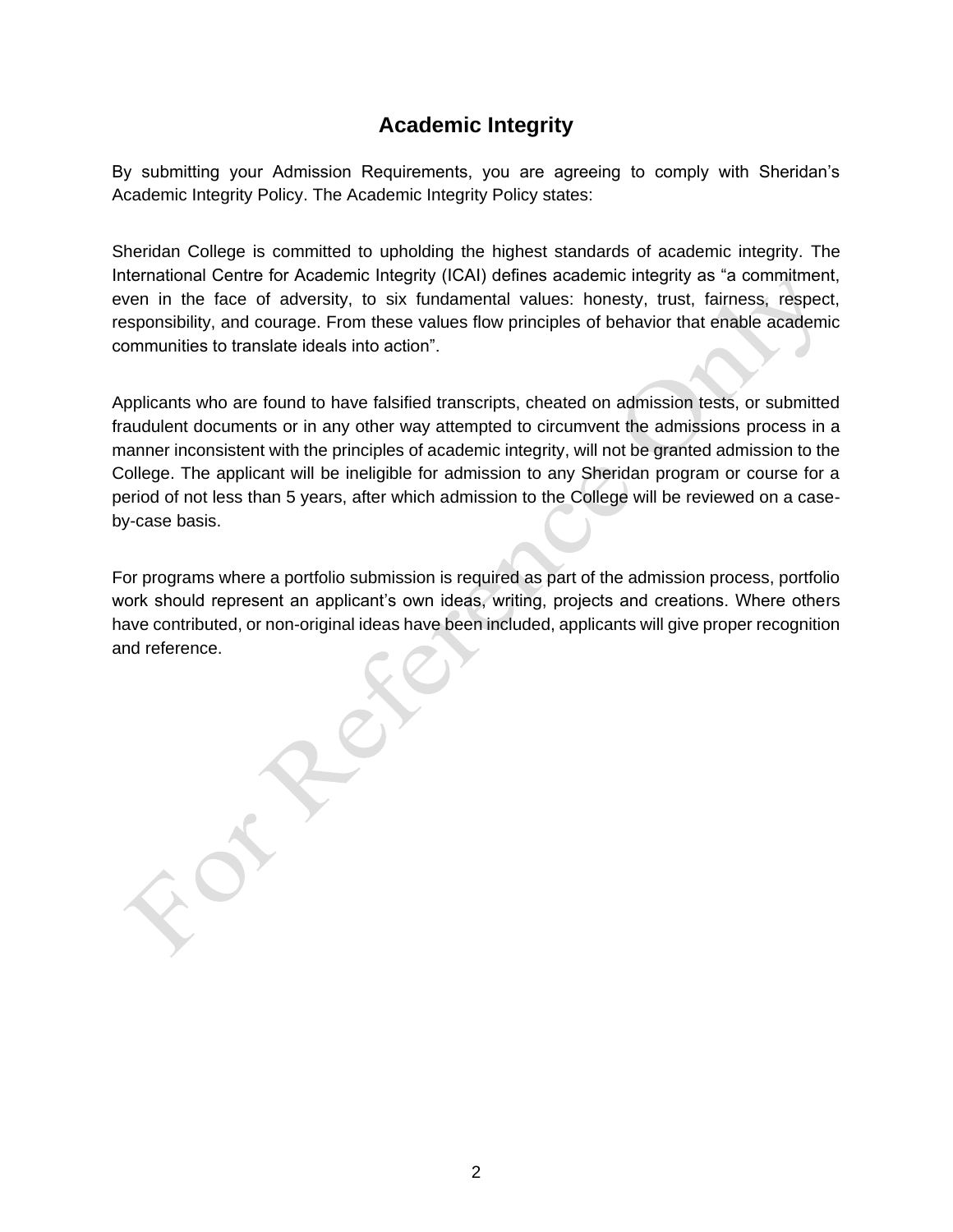# Academic Integrity

By submitting your Admission Requirements, you are agreeing to comply with Sheridan's Academic Integrity Policy. The Academic Integrity Policy states:

Sheridan College is committed to upholding the highest standards of academic integrity. The International Centre for Academic Integrity (ICAI) defines academic integrity as "a commitment, even in the face of adversity, to six fundamental values: honesty, trust, fairness, respect, responsibility, and courage. From these values flow principles of behavior that enable academic communities to translate ideals into action".

Applicants who are found to have falsified transcripts, cheated on admission tests, or submitted fraudulent documents or in any other way attempted to circumvent the admissions process in a manner inconsistent with the principles of academic integrity, will not be granted admission to the College. The applicant will be ineligible for admission to any Sheridan program or course for a period of not less than 5 years, after which admission to the College will be reviewed on a case-by-case basis.

For programs where a portfolio submission is required as part of the admission process, portfolio work should represent an applicant's own ideas, writing, projects and creations. Where others have contributed, or non-original ideas have been included, applicants will give proper recognition and reference.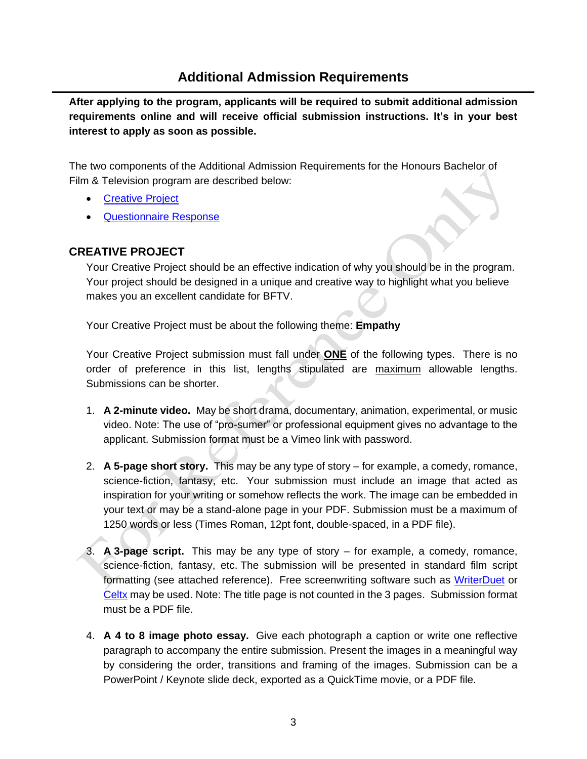## Additional Admission Requirements

**After applying to the program, applicants will be required to submit additional admission requirements online and will receive official submission instructions. It's in your best interest to apply as soon as possible.**

The two components of the Additional Admission Requirements for the Honours Bachelor of Film & Television program are described below:

- Creative Project
- Questionnaire Response

### CREATIVE PROJECT

Your Creative Project should be an effective indication of why you should be in the program. Your project should be designed in a unique and creative way to highlight what you believe makes you an excellent candidate for BFTV.

Your Creative Project must be about the following theme: **Empathy**

Your Creative Project submission must fall under **ONE** of the following types. There is no order of preference in this list, lengths stipulated are maximum allowable lengths. Submissions can be shorter.

1. **A 2-minute video.** May be short drama, documentary, animation, experimental, or music video. Note: The use of "pro-sumer" or professional equipment gives no advantage to the applicant. Submission format must be a Vimeo link with password.

2. **A 5-page short story.** This may be any type of story – for example, a comedy, romance, science-fiction, fantasy, etc. Your submission must include an image that acted as inspiration for your writing or somehow reflects the work. The image can be embedded in your text or may be a stand-alone page in your PDF. Submission must be a maximum of 1250 words or less (Times Roman, 12pt font, double-spaced, in a PDF file).

3. **A 3-page script.** This may be any type of story – for example, a comedy, romance, science-fiction, fantasy, etc. The submission will be presented in standard film script formatting (see attached reference). Free screenwriting software such as WriterDuet or Celtx may be used. Note: The title page is not counted in the 3 pages. Submission format must be a PDF file.

4. **A 4 to 8 image photo essay.** Give each photograph a caption or write one reflective paragraph to accompany the entire submission. Present the images in a meaningful way by considering the order, transitions and framing of the images. Submission can be a PowerPoint / Keynote slide deck, exported as a QuickTime movie, or a PDF file.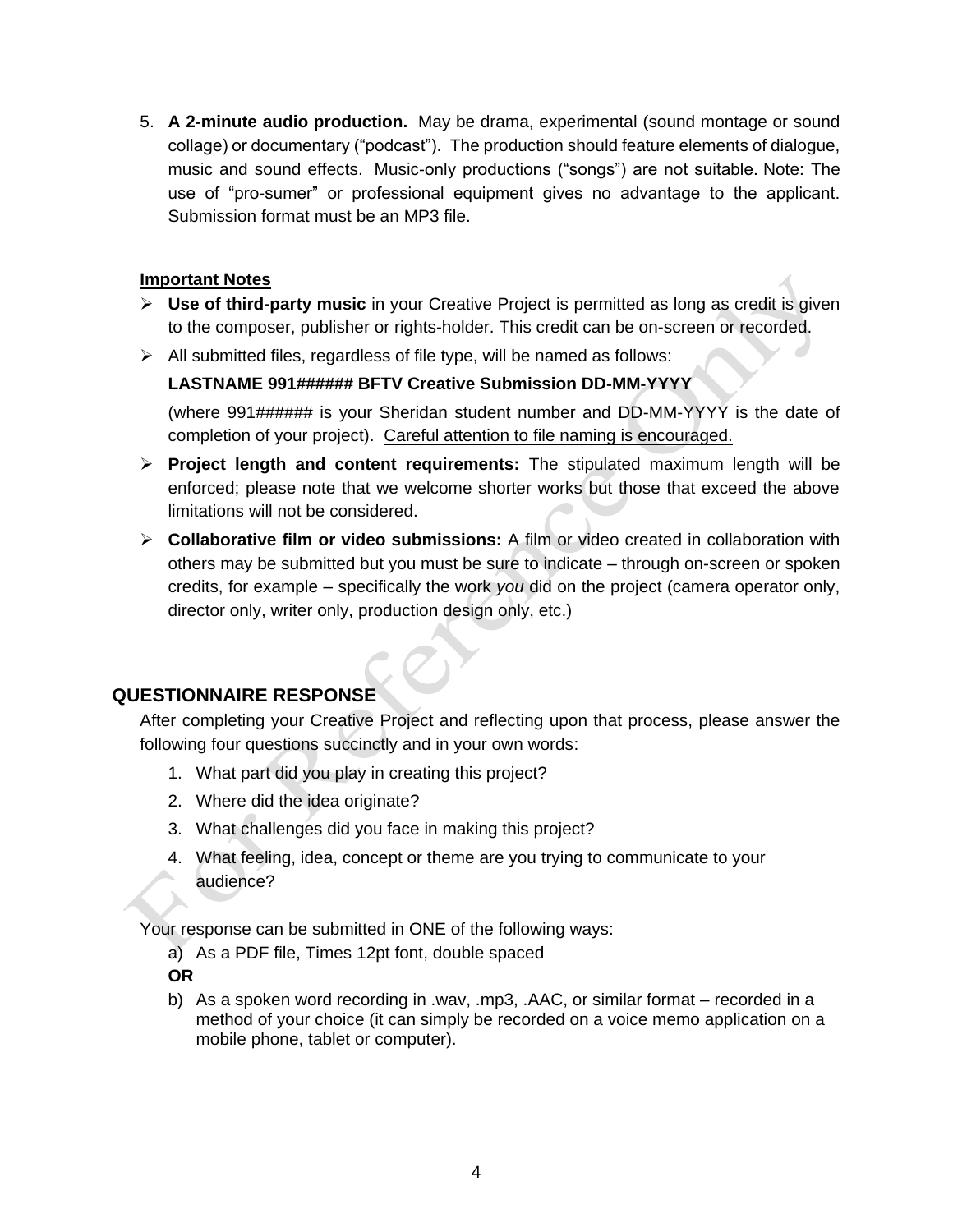5. **A 2-minute audio production.** May be drama, experimental (sound montage or sound collage) or documentary ("podcast"). The production should feature elements of dialogue, music and sound effects. Music-only productions ("songs") are not suitable. Note: The use of "pro-sumer" or professional equipment gives no advantage to the applicant. Submission format must be an MP3 file.

**Important Notes**

- **Use of third-party music** in your Creative Project is permitted as long as credit is given to the composer, publisher or rights-holder. This credit can be on-screen or recorded.
- All submitted files, regardless of file type, will be named as follows:

  **LASTNAME 991###### BFTV Creative Submission DD-MM-YYYY**

  (where 991###### is your Sheridan student number and DD-MM-YYYY is the date of completion of your project). Careful attention to file naming is encouraged.
- **Project length and content requirements:** The stipulated maximum length will be enforced; please note that we welcome shorter works but those that exceed the above limitations will not be considered.
- **Collaborative film or video submissions:** A film or video created in collaboration with others may be submitted but you must be sure to indicate – through on-screen or spoken credits, for example – specifically the work *you* did on the project (camera operator only, director only, writer only, production design only, etc.)

## QUESTIONNAIRE RESPONSE

After completing your Creative Project and reflecting upon that process, please answer the following four questions succinctly and in your own words:

1. What part did you play in creating this project?
2. Where did the idea originate?
3. What challenges did you face in making this project?
4. What feeling, idea, concept or theme are you trying to communicate to your audience?

Your response can be submitted in ONE of the following ways:

a) As a PDF file, Times 12pt font, double spaced

**OR**

b) As a spoken word recording in .wav, .mp3, .AAC, or similar format – recorded in a method of your choice (it can simply be recorded on a voice memo application on a mobile phone, tablet or computer).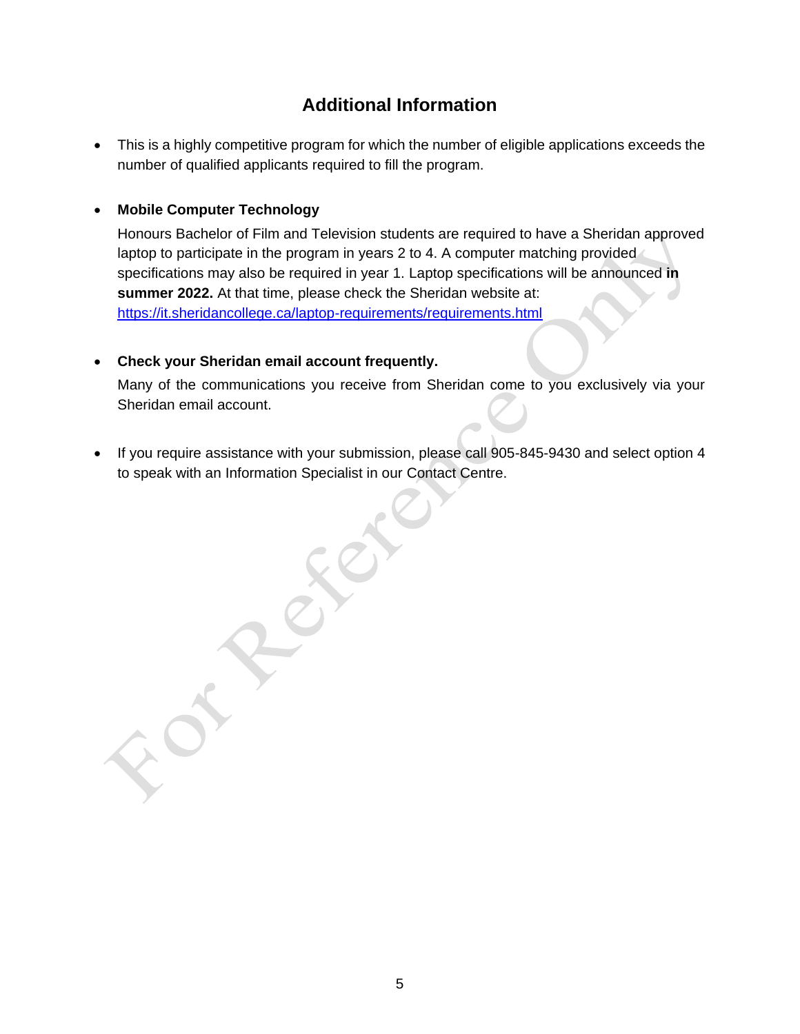## Additional Information

- This is a highly competitive program for which the number of eligible applications exceeds the number of qualified applicants required to fill the program.

- **Mobile Computer Technology**

  Honours Bachelor of Film and Television students are required to have a Sheridan approved laptop to participate in the program in years 2 to 4. A computer matching provided specifications may also be required in year 1. Laptop specifications will be announced **in summer 2022.** At that time, please check the Sheridan website at: https://it.sheridancollege.ca/laptop-requirements/requirements.html

- **Check your Sheridan email account frequently.**

  Many of the communications you receive from Sheridan come to you exclusively via your Sheridan email account.

- If you require assistance with your submission, please call 905-845-9430 and select option 4 to speak with an Information Specialist in our Contact Centre.